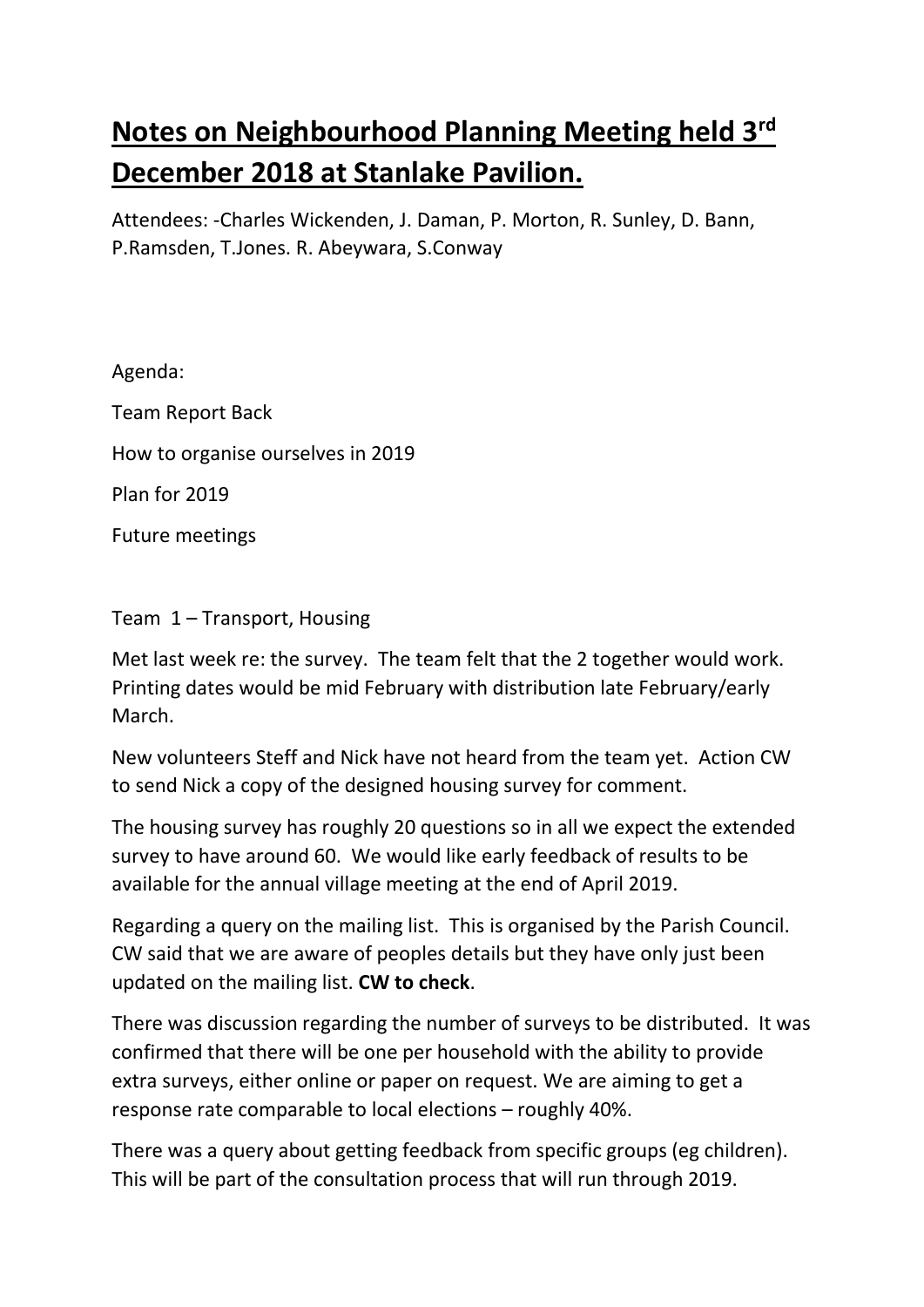# **Notes on Neighbourhood Planning Meeting held 3rd December 2018 at Stanlake Pavilion.**

Attendees: -Charles Wickenden, J. Daman, P. Morton, R. Sunley, D. Bann, P.Ramsden, T.Jones. R. Abeywara, S.Conway

Agenda:

Team Report Back

How to organise ourselves in 2019

Plan for 2019

Future meetings

Team 1 – Transport, Housing

Met last week re: the survey. The team felt that the 2 together would work. Printing dates would be mid February with distribution late February/early March.

New volunteers Steff and Nick have not heard from the team yet. Action CW to send Nick a copy of the designed housing survey for comment.

The housing survey has roughly 20 questions so in all we expect the extended survey to have around 60. We would like early feedback of results to be available for the annual village meeting at the end of April 2019.

Regarding a query on the mailing list. This is organised by the Parish Council. CW said that we are aware of peoples details but they have only just been updated on the mailing list. **CW to check**.

There was discussion regarding the number of surveys to be distributed. It was confirmed that there will be one per household with the ability to provide extra surveys, either online or paper on request. We are aiming to get a response rate comparable to local elections – roughly 40%.

There was a query about getting feedback from specific groups (eg children). This will be part of the consultation process that will run through 2019.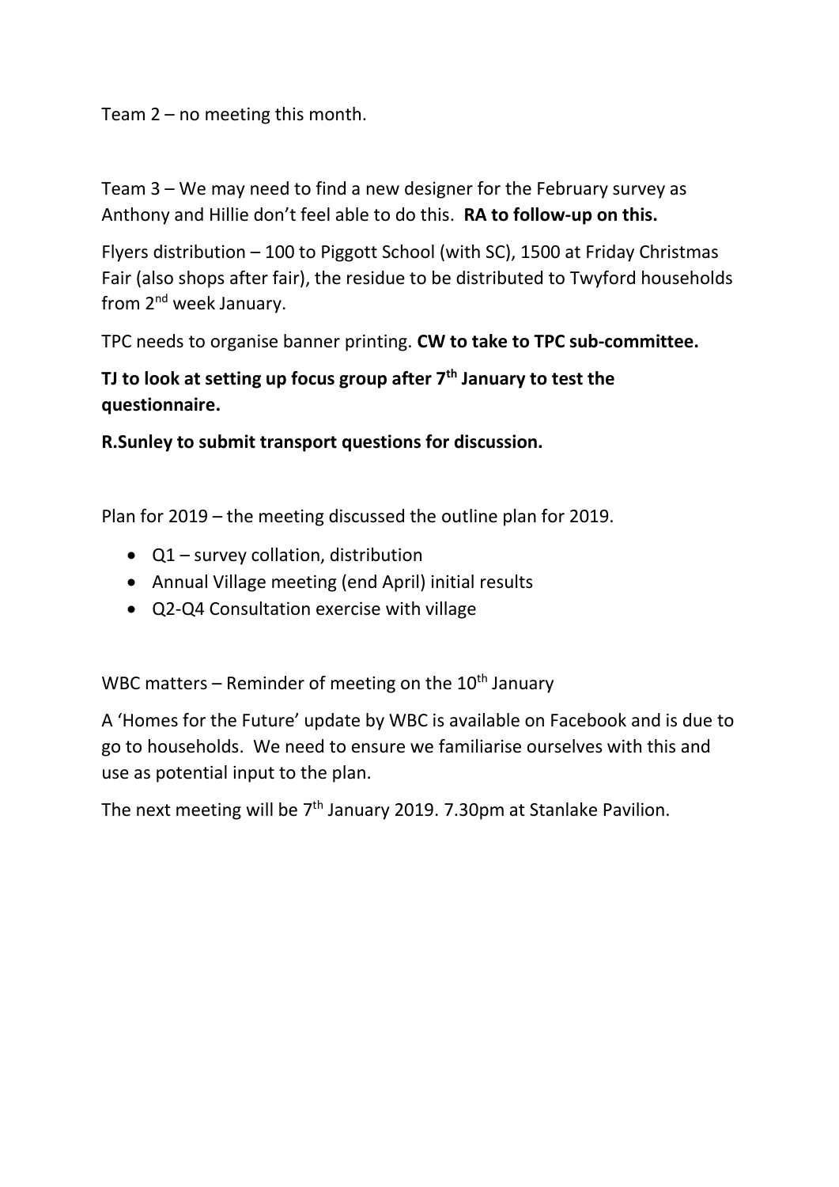Team 2 – no meeting this month.

Team 3 – We may need to find a new designer for the February survey as Anthony and Hillie don't feel able to do this. **RA to follow-up on this.**

Flyers distribution – 100 to Piggott School (with SC), 1500 at Friday Christmas Fair (also shops after fair), the residue to be distributed to Twyford households from 2nd week January.

TPC needs to organise banner printing. **CW to take to TPC sub-committee.**

**TJ to look at setting up focus group after 7th January to test the questionnaire.**

**R.Sunley to submit transport questions for discussion.**

Plan for 2019 – the meeting discussed the outline plan for 2019.

- Q1 – survey collation, distribution
- Annual Village meeting (end April) initial results
- Q2-Q4 Consultation exercise with village

WBC matters – Reminder of meeting on the 10th January

A 'Homes for the Future' update by WBC is available on Facebook and is due to go to households. We need to ensure we familiarise ourselves with this and use as potential input to the plan.

The next meeting will be 7th January 2019. 7.30pm at Stanlake Pavilion.